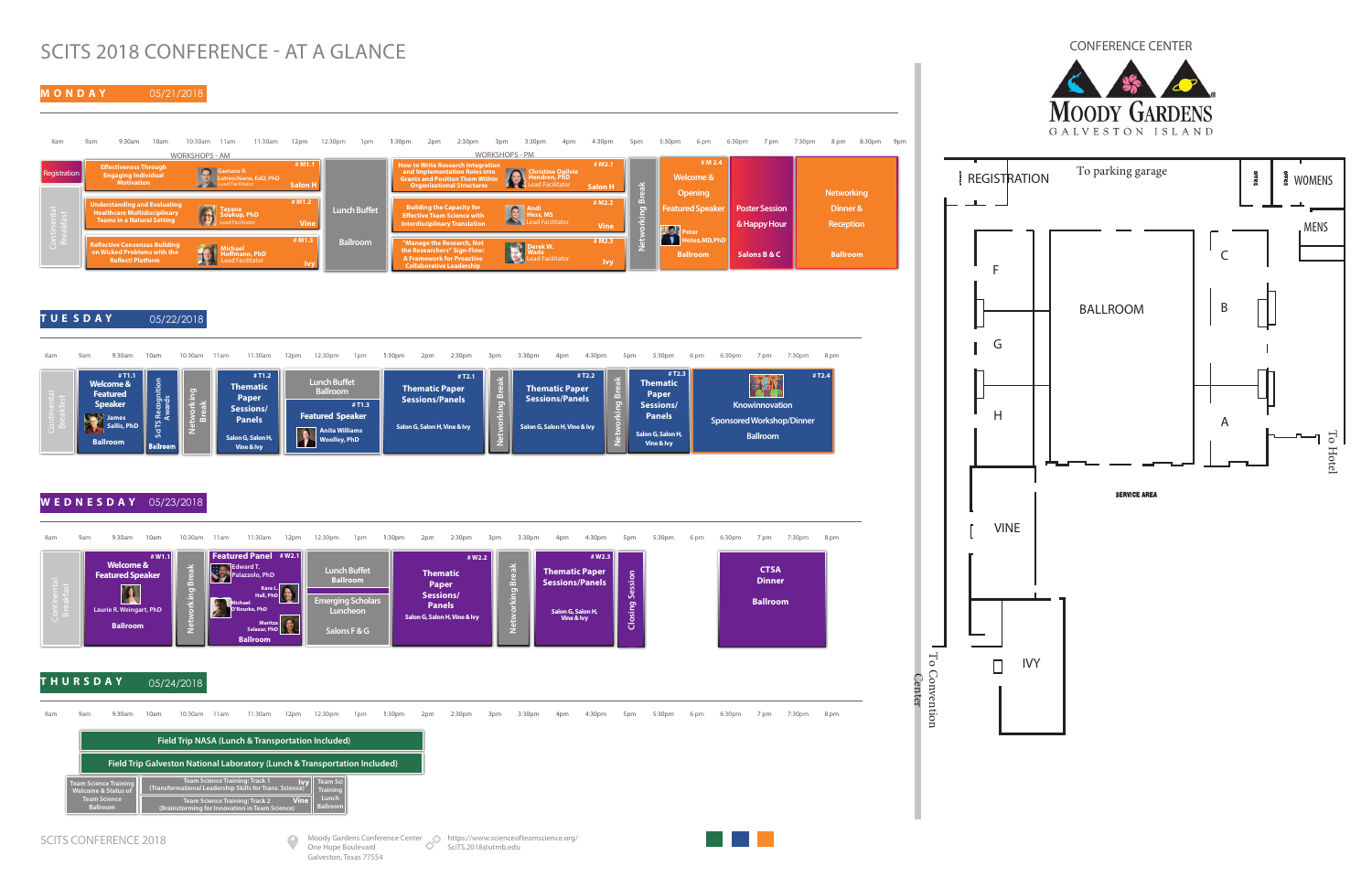# SCITS 2018 CONFERENCE - AT A GLANCE

## MONDAY 05/21/2018

- Registration
- Continental Breakfast
- WORKSHOPS - AM
  - #M1.1 Effectiveness Through Engaging Individual Motivation — Gaetano R. Lotrecchiano, EdD, PhD, Lead Facilitator — Salon H
  - #M1.2 Understanding and Evaluating Healthcare Multidisciplinary Teams in a Natural Setting — Tayana Soukup, PhD, Lead Facilitator — Vine
  - #M1.3 Reflective Consensus Building on Wicked Problems with the Reflect! Platform — Michael Hoffmann, PhD, Lead Facilitator — Ivy
- Lunch Buffet — Ballroom
- WORKSHOPS - PM
  - #M2.1 How to Write Research Integration and Implementation Roles into Grants and Position Them Within Organizational Structures — Christine Ogilvie Hendren, PhD, Lead Facilitator — Salon H
  - #M2.2 Building the Capacity for Effective Team Science with Interdisciplinary Translation — Andi Hess, MS, Lead Facilitator — Vine
  - #M2.3 "Manage the Research, Not the Researchers" Sign-Flow: A Framework for Proactive Collaborative Leadership — Derek W. Wade, Lead Facilitator — Ivy
- Networking Break
- #M2.4 Welcome & Opening Featured Speaker — Peter Hotez, MD, PhD — Ballroom
- Poster Session & Happy Hour — Salons B & C
- Networking Dinner & Reception — Ballroom

## TUESDAY 05/22/2018

- Continental Breakfast
- #T1.1 Welcome & Featured Speaker — James Sallis, PhD — Ballroom
- SciTS Recognition Awards — Ballroom
- Networking Break
- #T1.2 Thematic Paper Sessions/ Panels — Salon G, Salon H, Vine & Ivy
- Lunch Buffet — Ballroom
- #T1.3 Featured Speaker — Anita Williams Woolley, PhD
- #T2.1 Thematic Paper Sessions/Panels — Salon G, Salon H, Vine & Ivy
- Networking Break
- #T2.2 Thematic Paper Sessions/Panels — Salon G, Salon H, Vine & Ivy
- Networking Break
- #T2.3 Thematic Paper Sessions/ Panels — Salon G, Salon H, Vine & Ivy
- #T2.4 Knowinnovation Sponsored Workshop/Dinner — Ballroom

## WEDNESDAY 05/23/2018

- Continental Breakfast
- #W1.1 Welcome & Featured Speaker — Laurie R. Weingart, PhD — Ballroom
- Networking Break
- #W2.1 Featured Panel — Edward T. Palazzolo, PhD; Kara L. Hall, PhD; Michael O'Rourke, PhD; Maritza Salazar, PhD — Ballroom
- Lunch Buffet — Ballroom
- Emerging Scholars Luncheon — Salons F & G
- #W2.2 Thematic Paper Sessions/ Panels — Salon G, Salon H, Vine & Ivy
- Networking Break
- #W2.3 Thematic Paper Sessions/Panels — Salon G, Salon H, Vine & Ivy
- Closing Session
- CTSA Dinner — Ballroom

## THURSDAY 05/24/2018

- Field Trip NASA (Lunch & Transportation Included)
- Field Trip Galveston National Laboratory (Lunch & Transportation Included)
- Team Science Training Welcome & Status of Team Science — Ballroom
- Team Science Training: Track 1 (Transformational Leadership Skills for Trans. Science) — Ivy
- Team Science Training: Track 2 (Brainstorming for Innovation in Team Science) — Vine
- Team Sci Training Lunch — Ballroom

## CONFERENCE CENTER

MOODY GARDENS — GALVESTON ISLAND

Map labels: REGISTRATION, To parking garage, OFFICE, OFFICE, WOMENS, MENS, F, G, H, BALLROOM, C, B, A, To Hotel, SERVICE AREA, VINE, IVY, To Convention Center

SCITS CONFERENCE 2018

Moody Gardens Conference Center
One Hope Boulevard
Galveston, Texas 77554

https://www.scienceofteamscience.org/
SciTS.2018@utmb.edu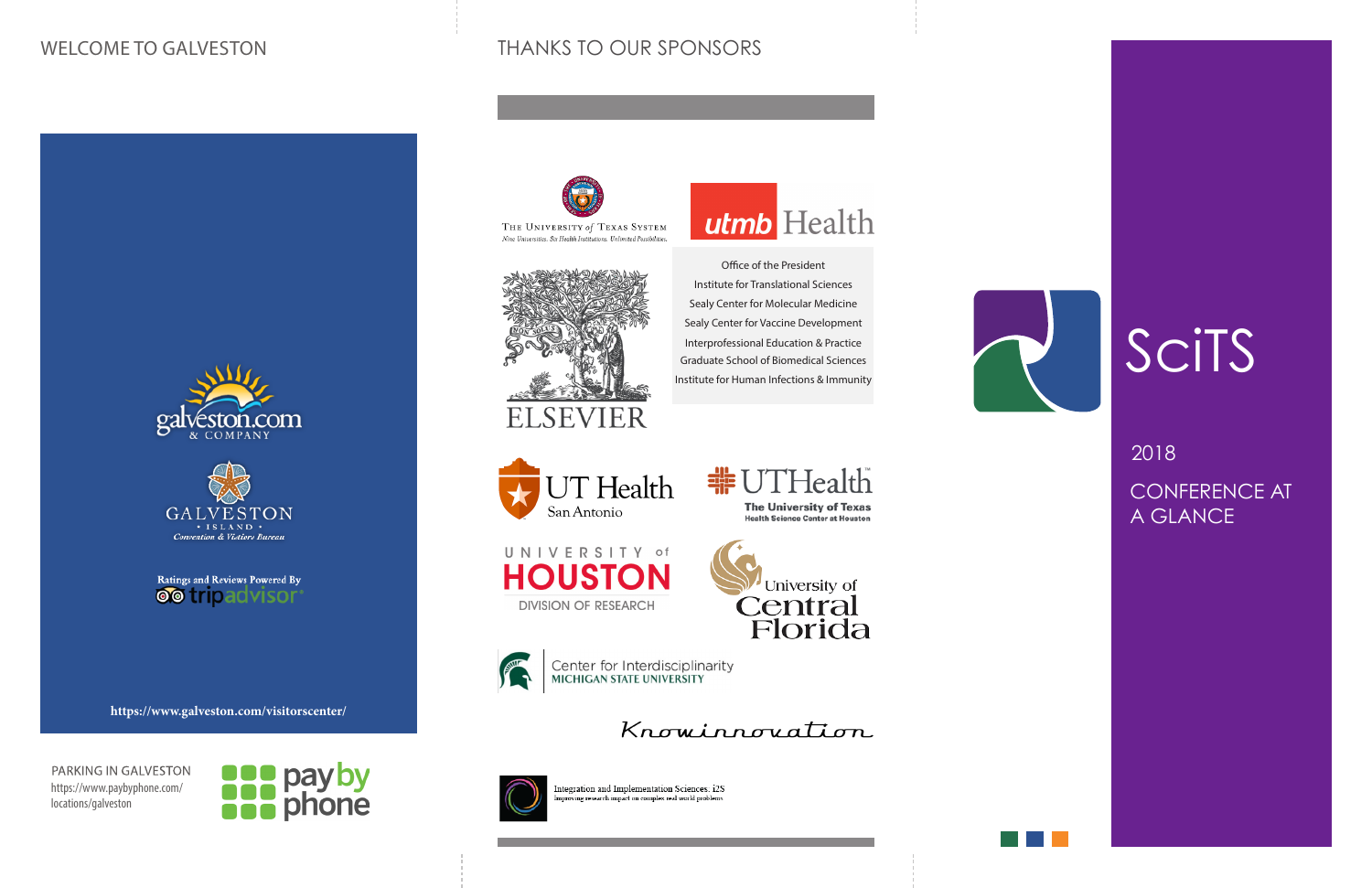## WELCOME TO GALVESTON

galveston.com & COMPANY

GALVESTON • ISLAND • Convention & Visitors Bureau

Ratings and Reviews Powered By tripadvisor

https://www.galveston.com/visitorscenter/

PARKING IN GALVESTON
https://www.paybyphone.com/locations/galveston

pay by phone

## THANKS TO OUR SPONSORS

The University of Texas System
Nine Universities. Six Health Institutions. Unlimited Possibilities.

utmb Health

- Office of the President
- Institute for Translational Sciences
- Sealy Center for Molecular Medicine
- Sealy Center for Vaccine Development
- Interprofessional Education & Practice
- Graduate School of Biomedical Sciences
- Institute for Human Infections & Immunity

ELSEVIER

UT Health San Antonio

UTHealth The University of Texas Health Science Center at Houston

UNIVERSITY of HOUSTON DIVISION OF RESEARCH

University of Central Florida

Center for Interdisciplinarity MICHIGAN STATE UNIVERSITY

Knowinnovation

Integration and Implementation Sciences: i2S
Improving research impact on complex real world problems

# SciTS

2018

CONFERENCE AT A GLANCE